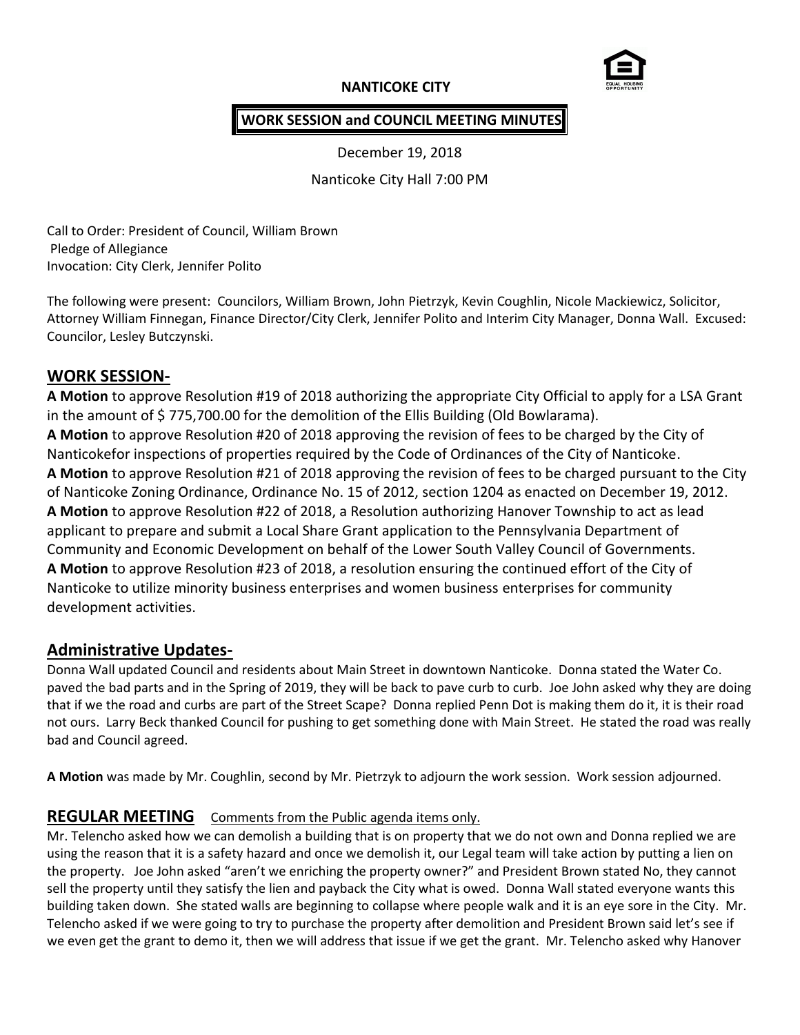**NANTICOKE CITY**

**WORK SESSION and COUNCIL MEETING MINUTES**

December 19, 2018

Nanticoke City Hall 7:00 PM

Call to Order: President of Council, William Brown
Pledge of Allegiance
Invocation: City Clerk, Jennifer Polito

The following were present: Councilors, William Brown, John Pietrzyk, Kevin Coughlin, Nicole Mackiewicz, Solicitor, Attorney William Finnegan, Finance Director/City Clerk, Jennifer Polito and Interim City Manager, Donna Wall. Excused: Councilor, Lesley Butczynski.

## WORK SESSION-

**A Motion** to approve Resolution #19 of 2018 authorizing the appropriate City Official to apply for a LSA Grant in the amount of $ 775,700.00 for the demolition of the Ellis Building (Old Bowlarama).

**A Motion** to approve Resolution #20 of 2018 approving the revision of fees to be charged by the City of Nanticokefor inspections of properties required by the Code of Ordinances of the City of Nanticoke.

**A Motion** to approve Resolution #21 of 2018 approving the revision of fees to be charged pursuant to the City of Nanticoke Zoning Ordinance, Ordinance No. 15 of 2012, section 1204 as enacted on December 19, 2012.

**A Motion** to approve Resolution #22 of 2018, a Resolution authorizing Hanover Township to act as lead applicant to prepare and submit a Local Share Grant application to the Pennsylvania Department of Community and Economic Development on behalf of the Lower South Valley Council of Governments.

**A Motion** to approve Resolution #23 of 2018, a resolution ensuring the continued effort of the City of Nanticoke to utilize minority business enterprises and women business enterprises for community development activities.

## Administrative Updates-

Donna Wall updated Council and residents about Main Street in downtown Nanticoke. Donna stated the Water Co. paved the bad parts and in the Spring of 2019, they will be back to pave curb to curb. Joe John asked why they are doing that if we the road and curbs are part of the Street Scape? Donna replied Penn Dot is making them do it, it is their road not ours. Larry Beck thanked Council for pushing to get something done with Main Street. He stated the road was really bad and Council agreed.

**A Motion** was made by Mr. Coughlin, second by Mr. Pietrzyk to adjourn the work session. Work session adjourned.

## REGULAR MEETING <u>Comments from the Public agenda items only.</u>

Mr. Telencho asked how we can demolish a building that is on property that we do not own and Donna replied we are using the reason that it is a safety hazard and once we demolish it, our Legal team will take action by putting a lien on the property. Joe John asked "aren't we enriching the property owner?" and President Brown stated No, they cannot sell the property until they satisfy the lien and payback the City what is owed. Donna Wall stated everyone wants this building taken down. She stated walls are beginning to collapse where people walk and it is an eye sore in the City. Mr. Telencho asked if we were going to try to purchase the property after demolition and President Brown said let's see if we even get the grant to demo it, then we will address that issue if we get the grant. Mr. Telencho asked why Hanover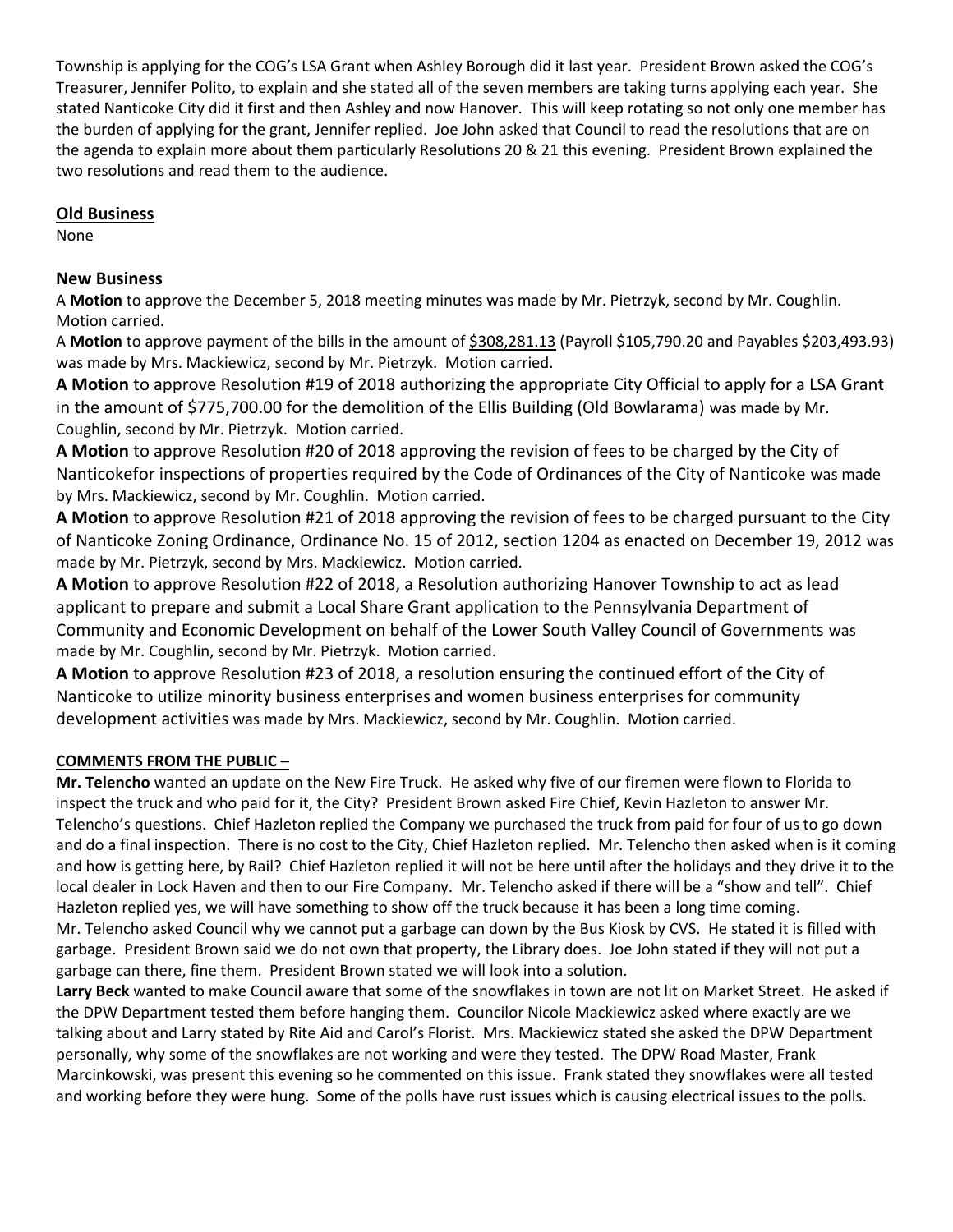Township is applying for the COG's LSA Grant when Ashley Borough did it last year. President Brown asked the COG's Treasurer, Jennifer Polito, to explain and she stated all of the seven members are taking turns applying each year. She stated Nanticoke City did it first and then Ashley and now Hanover. This will keep rotating so not only one member has the burden of applying for the grant, Jennifer replied. Joe John asked that Council to read the resolutions that are on the agenda to explain more about them particularly Resolutions 20 & 21 this evening. President Brown explained the two resolutions and read them to the audience.

## Old Business

None

## New Business

A **Motion** to approve the December 5, 2018 meeting minutes was made by Mr. Pietrzyk, second by Mr. Coughlin. Motion carried.

A **Motion** to approve payment of the bills in the amount of $308,281.13 (Payroll $105,790.20 and Payables $203,493.93) was made by Mrs. Mackiewicz, second by Mr. Pietrzyk. Motion carried.

**A Motion** to approve Resolution #19 of 2018 authorizing the appropriate City Official to apply for a LSA Grant in the amount of $775,700.00 for the demolition of the Ellis Building (Old Bowlarama) was made by Mr. Coughlin, second by Mr. Pietrzyk. Motion carried.

**A Motion** to approve Resolution #20 of 2018 approving the revision of fees to be charged by the City of Nanticokefor inspections of properties required by the Code of Ordinances of the City of Nanticoke was made by Mrs. Mackiewicz, second by Mr. Coughlin. Motion carried.

**A Motion** to approve Resolution #21 of 2018 approving the revision of fees to be charged pursuant to the City of Nanticoke Zoning Ordinance, Ordinance No. 15 of 2012, section 1204 as enacted on December 19, 2012 was made by Mr. Pietrzyk, second by Mrs. Mackiewicz. Motion carried.

**A Motion** to approve Resolution #22 of 2018, a Resolution authorizing Hanover Township to act as lead applicant to prepare and submit a Local Share Grant application to the Pennsylvania Department of Community and Economic Development on behalf of the Lower South Valley Council of Governments was made by Mr. Coughlin, second by Mr. Pietrzyk. Motion carried.

**A Motion** to approve Resolution #23 of 2018, a resolution ensuring the continued effort of the City of Nanticoke to utilize minority business enterprises and women business enterprises for community development activities was made by Mrs. Mackiewicz, second by Mr. Coughlin. Motion carried.

**COMMENTS FROM THE PUBLIC –**

**Mr. Telencho** wanted an update on the New Fire Truck. He asked why five of our firemen were flown to Florida to inspect the truck and who paid for it, the City? President Brown asked Fire Chief, Kevin Hazleton to answer Mr. Telencho's questions. Chief Hazleton replied the Company we purchased the truck from paid for four of us to go down and do a final inspection. There is no cost to the City, Chief Hazleton replied. Mr. Telencho then asked when is it coming and how is getting here, by Rail? Chief Hazleton replied it will not be here until after the holidays and they drive it to the local dealer in Lock Haven and then to our Fire Company. Mr. Telencho asked if there will be a "show and tell". Chief Hazleton replied yes, we will have something to show off the truck because it has been a long time coming.

Mr. Telencho asked Council why we cannot put a garbage can down by the Bus Kiosk by CVS. He stated it is filled with garbage. President Brown said we do not own that property, the Library does. Joe John stated if they will not put a garbage can there, fine them. President Brown stated we will look into a solution.

**Larry Beck** wanted to make Council aware that some of the snowflakes in town are not lit on Market Street. He asked if the DPW Department tested them before hanging them. Councilor Nicole Mackiewicz asked where exactly are we talking about and Larry stated by Rite Aid and Carol's Florist. Mrs. Mackiewicz stated she asked the DPW Department personally, why some of the snowflakes are not working and were they tested. The DPW Road Master, Frank Marcinkowski, was present this evening so he commented on this issue. Frank stated they snowflakes were all tested and working before they were hung. Some of the polls have rust issues which is causing electrical issues to the polls.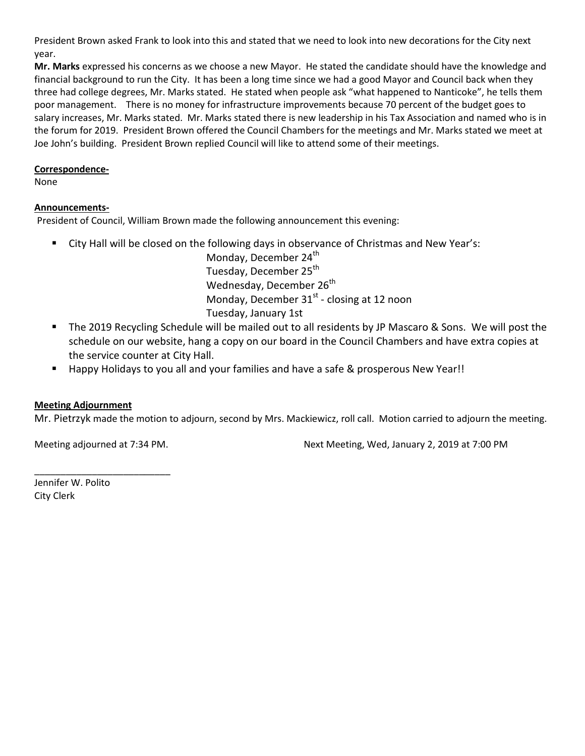President Brown asked Frank to look into this and stated that we need to look into new decorations for the City next year.

**Mr. Marks** expressed his concerns as we choose a new Mayor. He stated the candidate should have the knowledge and financial background to run the City. It has been a long time since we had a good Mayor and Council back when they three had college degrees, Mr. Marks stated. He stated when people ask "what happened to Nanticoke", he tells them poor management. There is no money for infrastructure improvements because 70 percent of the budget goes to salary increases, Mr. Marks stated. Mr. Marks stated there is new leadership in his Tax Association and named who is in the forum for 2019. President Brown offered the Council Chambers for the meetings and Mr. Marks stated we meet at Joe John's building. President Brown replied Council will like to attend some of their meetings.

**Correspondence-**

None

**Announcements-**

President of Council, William Brown made the following announcement this evening:

- City Hall will be closed on the following days in observance of Christmas and New Year's:
  - Monday, December 24th
  - Tuesday, December 25th
  - Wednesday, December 26th
  - Monday, December 31st - closing at 12 noon
  - Tuesday, January 1st
- The 2019 Recycling Schedule will be mailed out to all residents by JP Mascaro & Sons. We will post the schedule on our website, hang a copy on our board in the Council Chambers and have extra copies at the service counter at City Hall.
- Happy Holidays to you all and your families and have a safe & prosperous New Year!!

**Meeting Adjournment**

Mr. Pietrzyk made the motion to adjourn, second by Mrs. Mackiewicz, roll call. Motion carried to adjourn the meeting.

Meeting adjourned at 7:34 PM. Next Meeting, Wed, January 2, 2019 at 7:00 PM

\_\_\_\_\_\_\_\_\_\_\_\_\_\_\_\_\_\_\_\_\_\_\_\_\_\_

Jennifer W. Polito
City Clerk